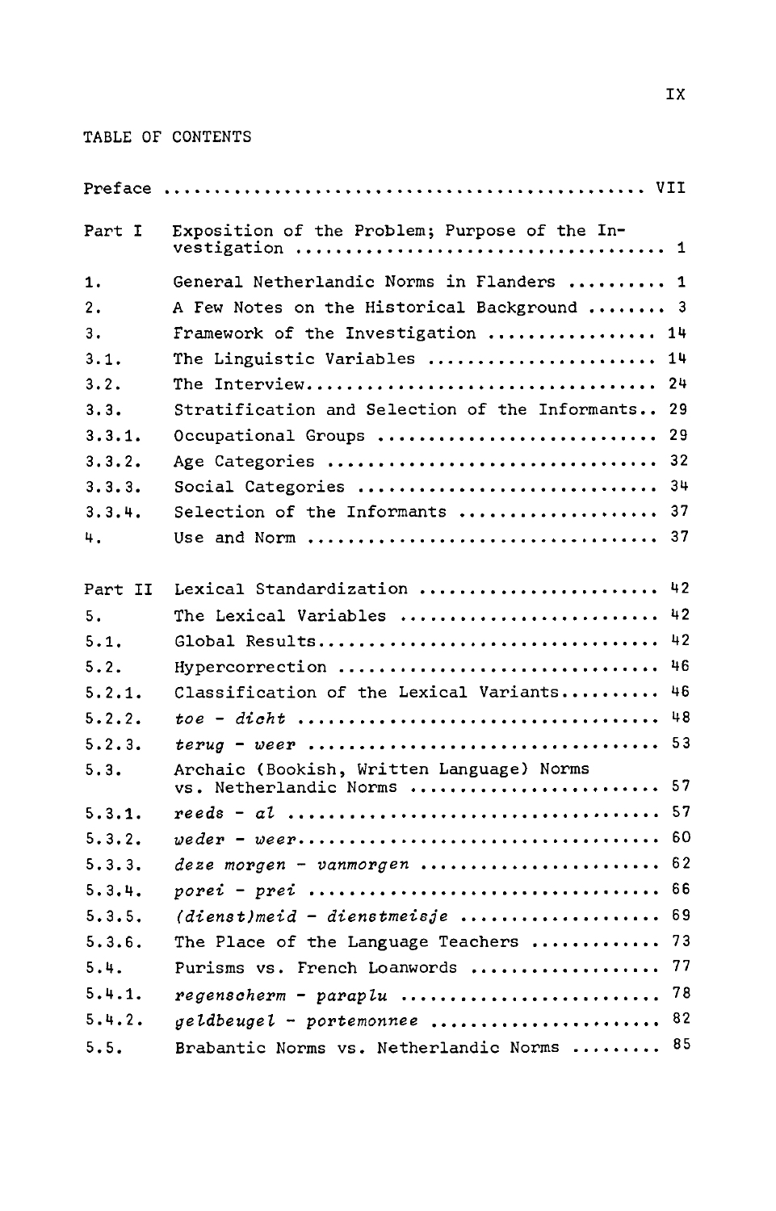## TABLE OF CONTENTS

| | | |
|---|---|---|
| Preface | | VII |
| Part I | Exposition of the Problem; Purpose of the Investigation | 1 |
| 1. | General Netherlandic Norms in Flanders | 1 |
| 2. | A Few Notes on the Historical Background | 3 |
| 3. | Framework of the Investigation | 14 |
| 3.1. | The Linguistic Variables | 14 |
| 3.2. | The Interview | 24 |
| 3.3. | Stratification and Selection of the Informants | 29 |
| 3.3.1. | Occupational Groups | 29 |
| 3.3.2. | Age Categories | 32 |
| 3.3.3. | Social Categories | 34 |
| 3.3.4. | Selection of the Informants | 37 |
| 4. | Use and Norm | 37 |
| Part II | Lexical Standardization | 42 |
| 5. | The Lexical Variables | 42 |
| 5.1. | Global Results | 42 |
| 5.2. | Hypercorrection | 46 |
| 5.2.1. | Classification of the Lexical Variants | 46 |
| 5.2.2. | *toe - dicht* | 48 |
| 5.2.3. | *terug - weer* | 53 |
| 5.3. | Archaic (Bookish, Written Language) Norms vs. Netherlandic Norms | 57 |
| 5.3.1. | *reeds - al* | 57 |
| 5.3.2. | *weder - weer* | 60 |
| 5.3.3. | *deze morgen - vanmorgen* | 62 |
| 5.3.4. | *porei - prei* | 66 |
| 5.3.5. | *(dienst)meid - dienstmeisje* | 69 |
| 5.3.6. | The Place of the Language Teachers | 73 |
| 5.4. | Purisms vs. French Loanwords | 77 |
| 5.4.1. | *regenscherm - paraplu* | 78 |
| 5.4.2. | *geldbeugel - portemonnee* | 82 |
| 5.5. | Brabantic Norms vs. Netherlandic Norms | 85 |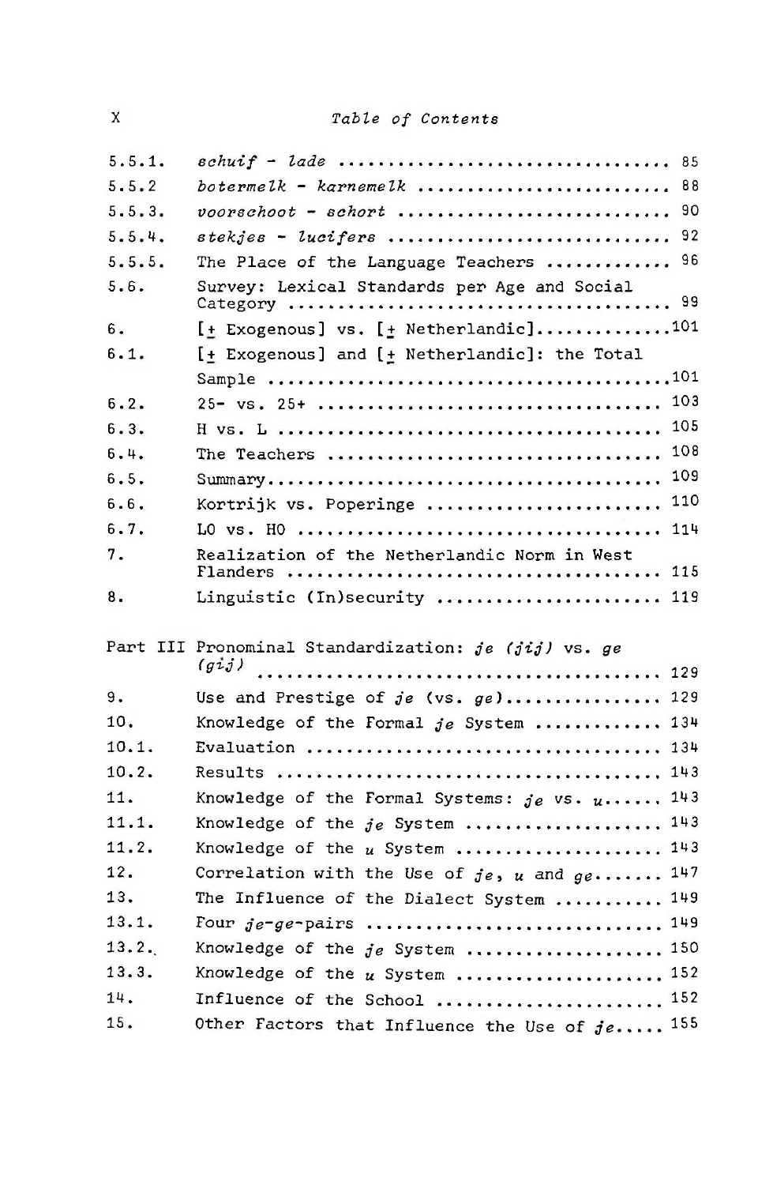| | | |
|---|---|---|
| 5.5.1. | *schuif - lade* | 85 |
| 5.5.2 | *botermelk - karnemelk* | 88 |
| 5.5.3. | *voorschoot - schort* | 90 |
| 5.5.4. | *stekjes - lucifers* | 92 |
| 5.5.5. | The Place of the Language Teachers | 96 |
| 5.6. | Survey: Lexical Standards per Age and Social Category | 99 |
| 6. | [± Exogenous] vs. [± Netherlandic] | 101 |
| 6.1. | [± Exogenous] and [± Netherlandic]: the Total Sample | 101 |
| 6.2. | 25- vs. 25+ | 103 |
| 6.3. | H vs. L | 105 |
| 6.4. | The Teachers | 108 |
| 6.5. | Summary | 109 |
| 6.6. | Kortrijk vs. Poperinge | 110 |
| 6.7. | LO vs. HO | 114 |
| 7. | Realization of the Netherlandic Norm in West Flanders | 115 |
| 8. | Linguistic (In)security | 119 |
| Part III | Pronominal Standardization: *je (jij)* vs. *ge (gij)* | 129 |
| 9. | Use and Prestige of *je* (vs. *ge*) | 129 |
| 10. | Knowledge of the Formal *je* System | 134 |
| 10.1. | Evaluation | 134 |
| 10.2. | Results | 143 |
| 11. | Knowledge of the Formal Systems: *je* vs. *u* | 143 |
| 11.1. | Knowledge of the *je* System | 143 |
| 11.2. | Knowledge of the *u* System | 143 |
| 12. | Correlation with the Use of *je*, *u* and *ge* | 147 |
| 13. | The Influence of the Dialect System | 149 |
| 13.1. | Four *je*-*ge*-pairs | 149 |
| 13.2. | Knowledge of the *je* System | 150 |
| 13.3. | Knowledge of the *u* System | 152 |
| 14. | Influence of the School | 152 |
| 15. | Other Factors that Influence the Use of *je* | 155 |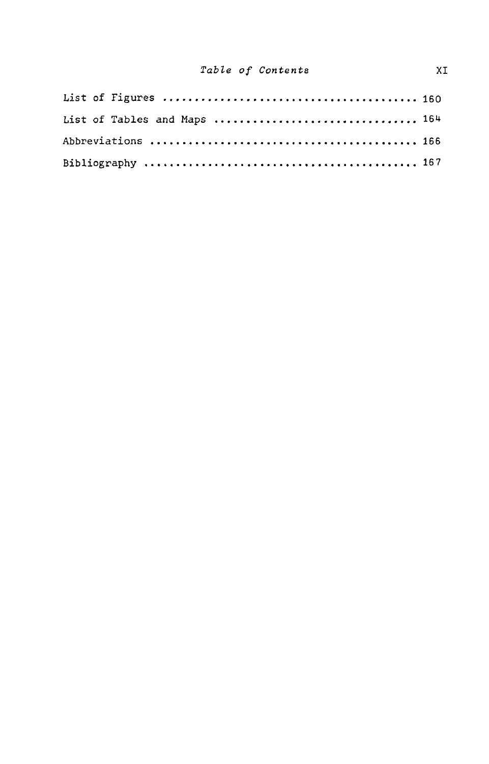List of Figures .......................................... 160

List of Tables and Maps .................................. 164

Abbreviations ............................................ 166

Bibliography ............................................. 167